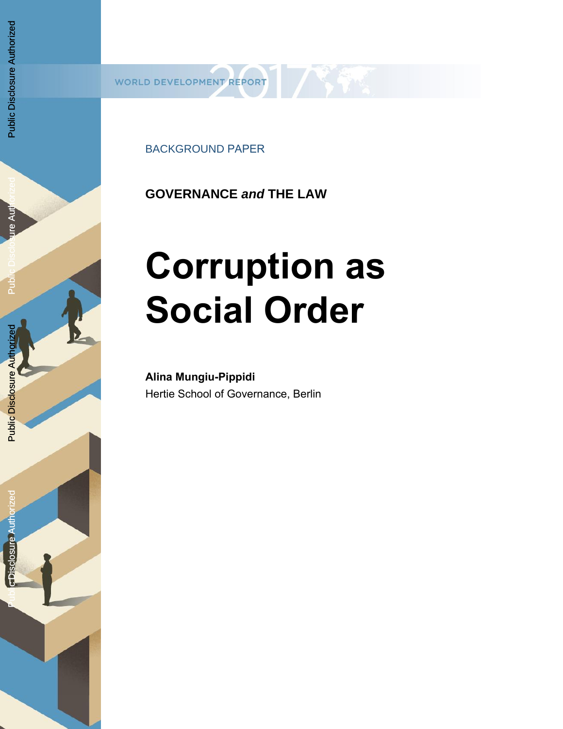WORLD DEVELOPMENT REPORT 2017

BACKGROUND PAPER

**GOVERNANCE *and* THE LAW**

# Corruption as Social Order

**Alina Mungiu-Pippidi**

Hertie School of Governance, Berlin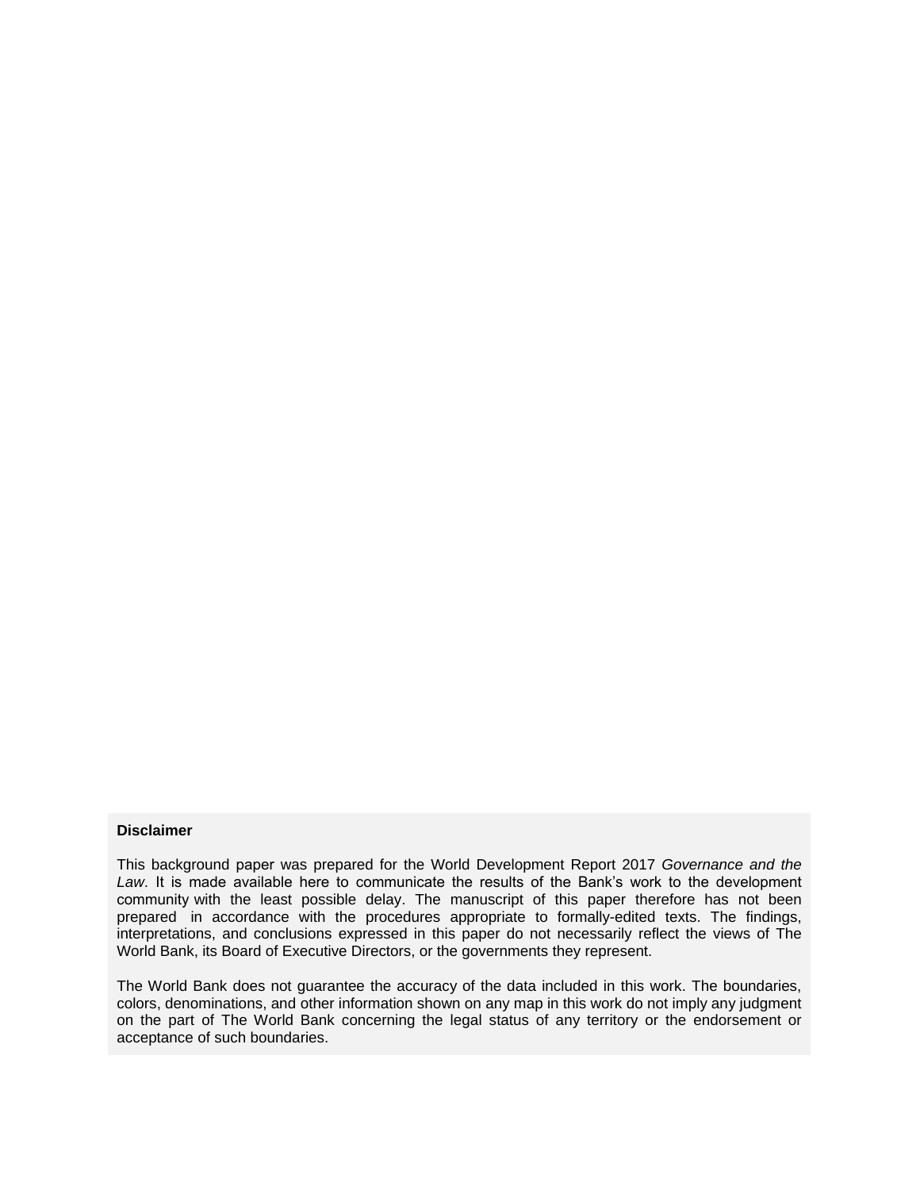**Disclaimer**

This background paper was prepared for the World Development Report 2017 *Governance and the Law*. It is made available here to communicate the results of the Bank's work to the development community with the least possible delay. The manuscript of this paper therefore has not been prepared in accordance with the procedures appropriate to formally-edited texts. The findings, interpretations, and conclusions expressed in this paper do not necessarily reflect the views of The World Bank, its Board of Executive Directors, or the governments they represent.

The World Bank does not guarantee the accuracy of the data included in this work. The boundaries, colors, denominations, and other information shown on any map in this work do not imply any judgment on the part of The World Bank concerning the legal status of any territory or the endorsement or acceptance of such boundaries.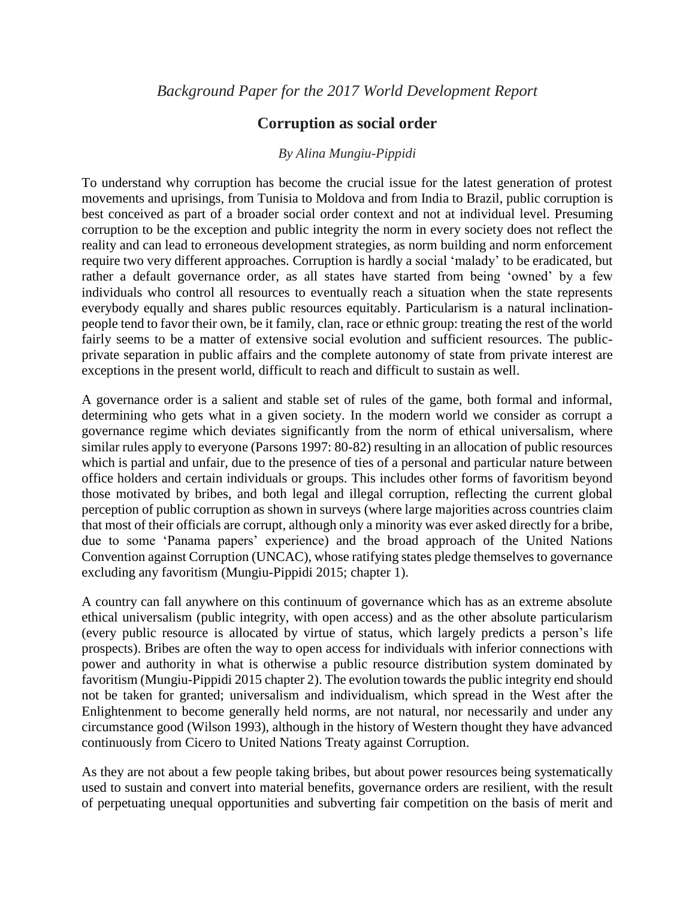*Background Paper for the 2017 World Development Report*

## Corruption as social order

*By Alina Mungiu-Pippidi*

To understand why corruption has become the crucial issue for the latest generation of protest movements and uprisings, from Tunisia to Moldova and from India to Brazil, public corruption is best conceived as part of a broader social order context and not at individual level. Presuming corruption to be the exception and public integrity the norm in every society does not reflect the reality and can lead to erroneous development strategies, as norm building and norm enforcement require two very different approaches. Corruption is hardly a social 'malady' to be eradicated, but rather a default governance order, as all states have started from being 'owned' by a few individuals who control all resources to eventually reach a situation when the state represents everybody equally and shares public resources equitably. Particularism is a natural inclination-people tend to favor their own, be it family, clan, race or ethnic group: treating the rest of the world fairly seems to be a matter of extensive social evolution and sufficient resources. The public-private separation in public affairs and the complete autonomy of state from private interest are exceptions in the present world, difficult to reach and difficult to sustain as well.

A governance order is a salient and stable set of rules of the game, both formal and informal, determining who gets what in a given society. In the modern world we consider as corrupt a governance regime which deviates significantly from the norm of ethical universalism, where similar rules apply to everyone (Parsons 1997: 80-82) resulting in an allocation of public resources which is partial and unfair, due to the presence of ties of a personal and particular nature between office holders and certain individuals or groups. This includes other forms of favoritism beyond those motivated by bribes, and both legal and illegal corruption, reflecting the current global perception of public corruption as shown in surveys (where large majorities across countries claim that most of their officials are corrupt, although only a minority was ever asked directly for a bribe, due to some 'Panama papers' experience) and the broad approach of the United Nations Convention against Corruption (UNCAC), whose ratifying states pledge themselves to governance excluding any favoritism (Mungiu-Pippidi 2015; chapter 1).

A country can fall anywhere on this continuum of governance which has as an extreme absolute ethical universalism (public integrity, with open access) and as the other absolute particularism (every public resource is allocated by virtue of status, which largely predicts a person's life prospects). Bribes are often the way to open access for individuals with inferior connections with power and authority in what is otherwise a public resource distribution system dominated by favoritism (Mungiu-Pippidi 2015 chapter 2). The evolution towards the public integrity end should not be taken for granted; universalism and individualism, which spread in the West after the Enlightenment to become generally held norms, are not natural, nor necessarily and under any circumstance good (Wilson 1993), although in the history of Western thought they have advanced continuously from Cicero to United Nations Treaty against Corruption.

As they are not about a few people taking bribes, but about power resources being systematically used to sustain and convert into material benefits, governance orders are resilient, with the result of perpetuating unequal opportunities and subverting fair competition on the basis of merit and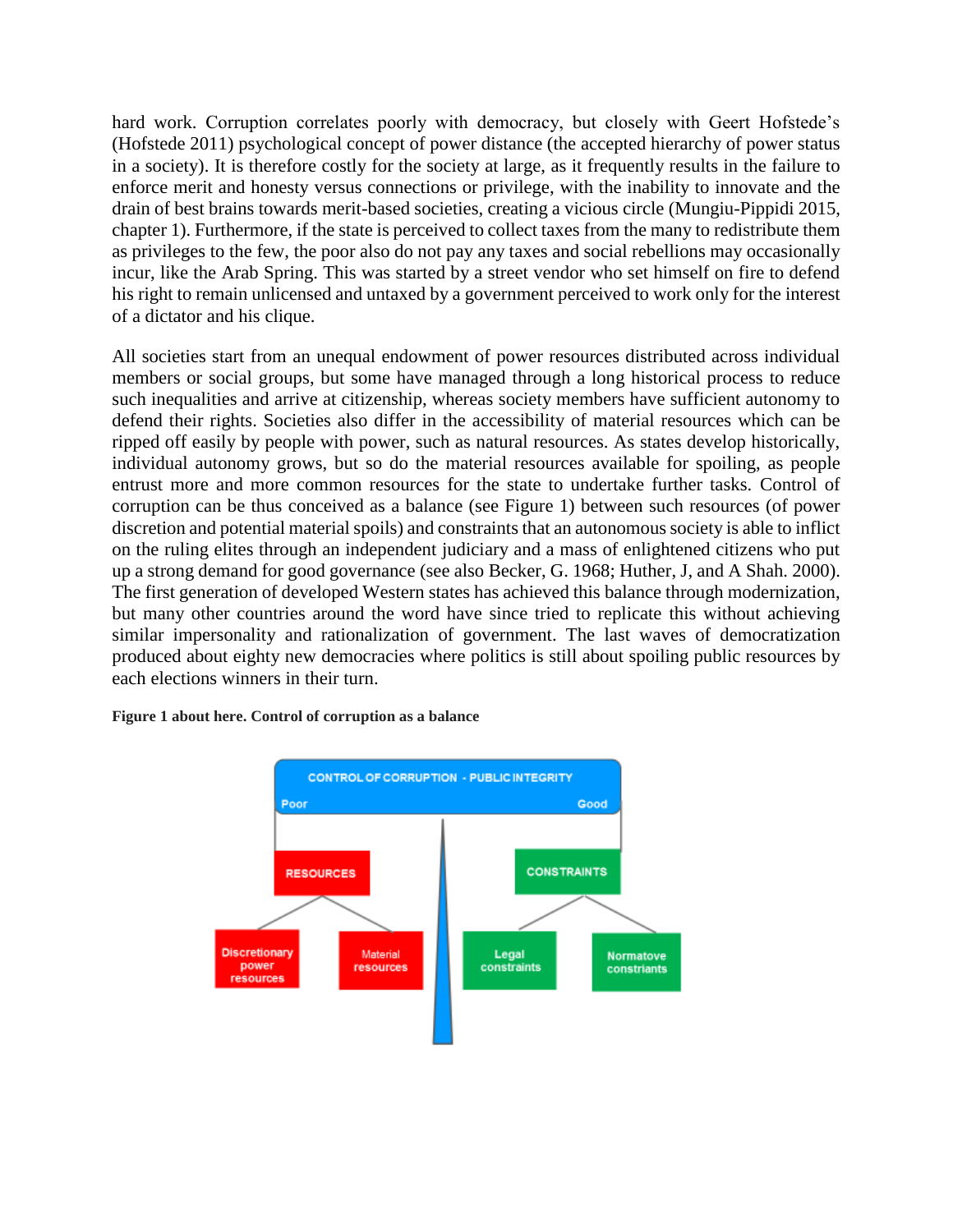hard work. Corruption correlates poorly with democracy, but closely with Geert Hofstede's (Hofstede 2011) psychological concept of power distance (the accepted hierarchy of power status in a society). It is therefore costly for the society at large, as it frequently results in the failure to enforce merit and honesty versus connections or privilege, with the inability to innovate and the drain of best brains towards merit-based societies, creating a vicious circle (Mungiu-Pippidi 2015, chapter 1). Furthermore, if the state is perceived to collect taxes from the many to redistribute them as privileges to the few, the poor also do not pay any taxes and social rebellions may occasionally incur, like the Arab Spring. This was started by a street vendor who set himself on fire to defend his right to remain unlicensed and untaxed by a government perceived to work only for the interest of a dictator and his clique.

All societies start from an unequal endowment of power resources distributed across individual members or social groups, but some have managed through a long historical process to reduce such inequalities and arrive at citizenship, whereas society members have sufficient autonomy to defend their rights. Societies also differ in the accessibility of material resources which can be ripped off easily by people with power, such as natural resources. As states develop historically, individual autonomy grows, but so do the material resources available for spoiling, as people entrust more and more common resources for the state to undertake further tasks. Control of corruption can be thus conceived as a balance (see Figure 1) between such resources (of power discretion and potential material spoils) and constraints that an autonomous society is able to inflict on the ruling elites through an independent judiciary and a mass of enlightened citizens who put up a strong demand for good governance (see also Becker, G. 1968; Huther, J, and A Shah. 2000). The first generation of developed Western states has achieved this balance through modernization, but many other countries around the word have since tried to replicate this without achieving similar impersonality and rationalization of government. The last waves of democratization produced about eighty new democracies where politics is still about spoiling public resources by each elections winners in their turn.

**Figure 1 about here. Control of corruption as a balance**

CONTROL OF CORRUPTION - PUBLIC INTEGRITY

Poor — Good

RESOURCES: Discretionary power resources; Material resources

CONSTRAINTS: Legal constraints; Normatove constriants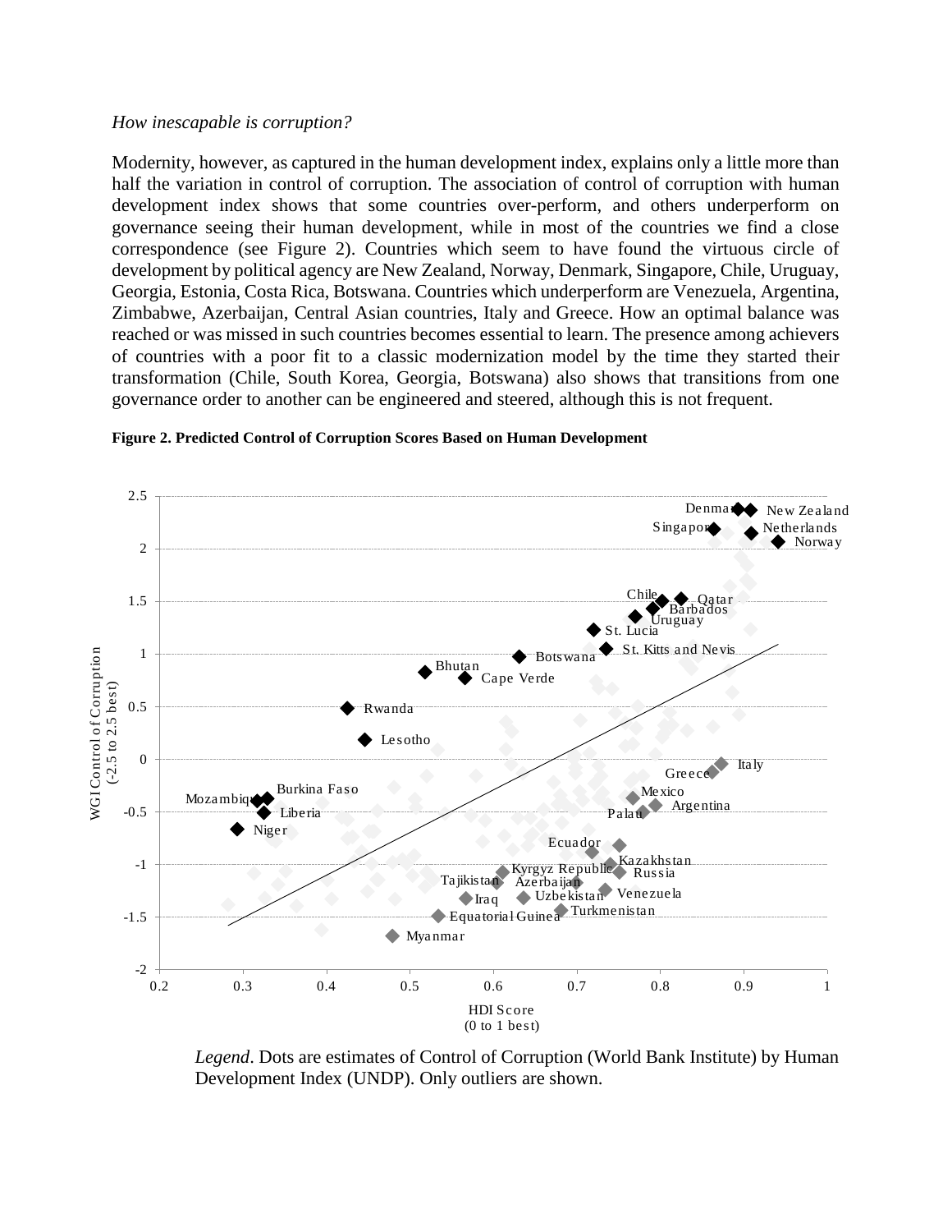*How inescapable is corruption?*

Modernity, however, as captured in the human development index, explains only a little more than half the variation in control of corruption. The association of control of corruption with human development index shows that some countries over-perform, and others underperform on governance seeing their human development, while in most of the countries we find a close correspondence (see Figure 2). Countries which seem to have found the virtuous circle of development by political agency are New Zealand, Norway, Denmark, Singapore, Chile, Uruguay, Georgia, Estonia, Costa Rica, Botswana. Countries which underperform are Venezuela, Argentina, Zimbabwe, Azerbaijan, Central Asian countries, Italy and Greece. How an optimal balance was reached or was missed in such countries becomes essential to learn. The presence among achievers of countries with a poor fit to a classic modernization model by the time they started their transformation (Chile, South Korea, Georgia, Botswana) also shows that transitions from one governance order to another can be engineered and steered, although this is not frequent.

**Figure 2. Predicted Control of Corruption Scores Based on Human Development**

*Legend*. Dots are estimates of Control of Corruption (World Bank Institute) by Human Development Index (UNDP). Only outliers are shown.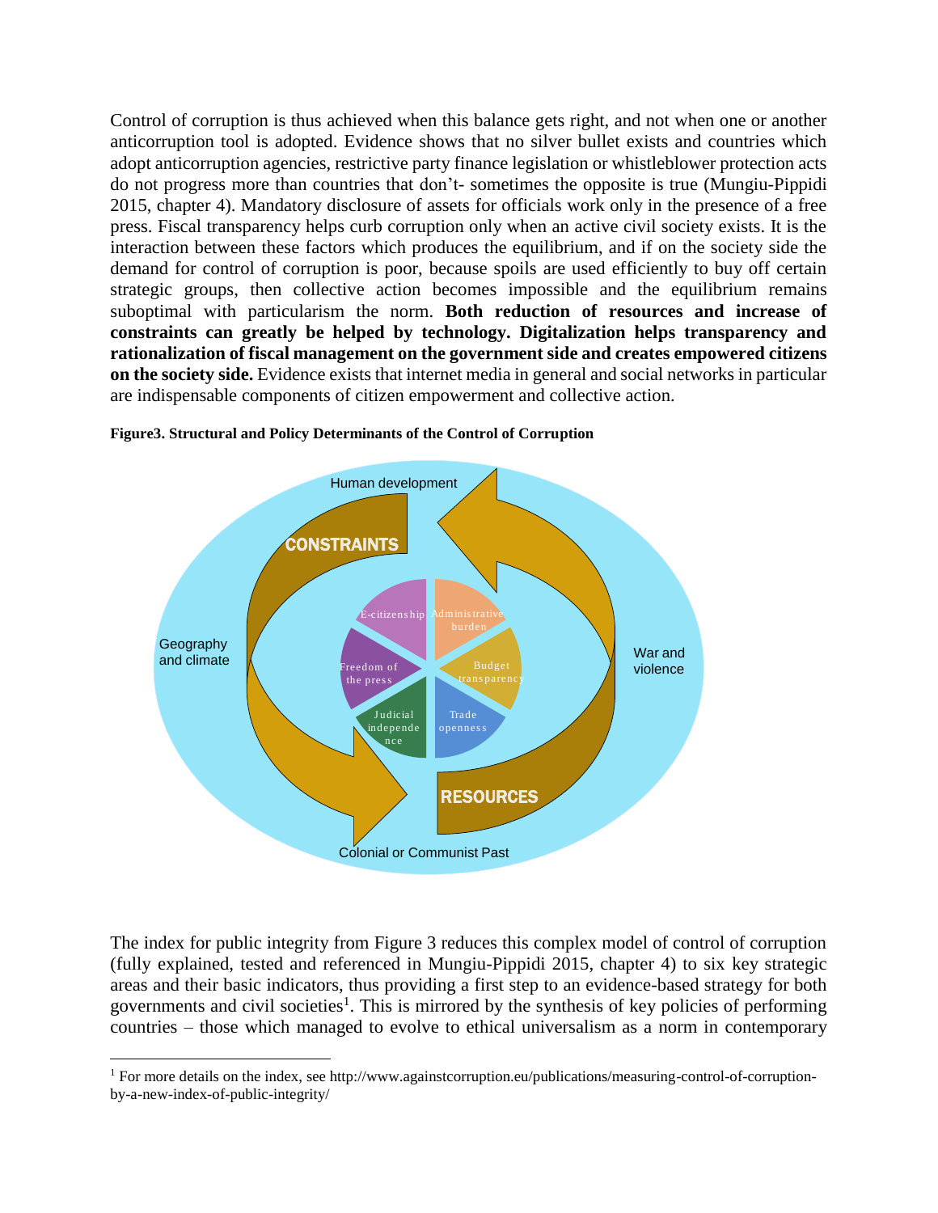Control of corruption is thus achieved when this balance gets right, and not when one or another anticorruption tool is adopted. Evidence shows that no silver bullet exists and countries which adopt anticorruption agencies, restrictive party finance legislation or whistleblower protection acts do not progress more than countries that don't- sometimes the opposite is true (Mungiu-Pippidi 2015, chapter 4). Mandatory disclosure of assets for officials work only in the presence of a free press. Fiscal transparency helps curb corruption only when an active civil society exists. It is the interaction between these factors which produces the equilibrium, and if on the society side the demand for control of corruption is poor, because spoils are used efficiently to buy off certain strategic groups, then collective action becomes impossible and the equilibrium remains suboptimal with particularism the norm. **Both reduction of resources and increase of constraints can greatly be helped by technology. Digitalization helps transparency and rationalization of fiscal management on the government side and creates empowered citizens on the society side.** Evidence exists that internet media in general and social networks in particular are indispensable components of citizen empowerment and collective action.

**Figure3. Structural and Policy Determinants of the Control of Corruption**

Human development

CONSTRAINTS

E-citizenship | Administrative burden | Budget transparency | Trade openness | Judicial independence | Freedom of the press

Geography and climate

War and violence

RESOURCES

Colonial or Communist Past

The index for public integrity from Figure 3 reduces this complex model of control of corruption (fully explained, tested and referenced in Mungiu-Pippidi 2015, chapter 4) to six key strategic areas and their basic indicators, thus providing a first step to an evidence-based strategy for both governments and civil societies[1]. This is mirrored by the synthesis of key policies of performing countries – those which managed to evolve to ethical universalism as a norm in contemporary

[1] For more details on the index, see http://www.againstcorruption.eu/publications/measuring-control-of-corruption-by-a-new-index-of-public-integrity/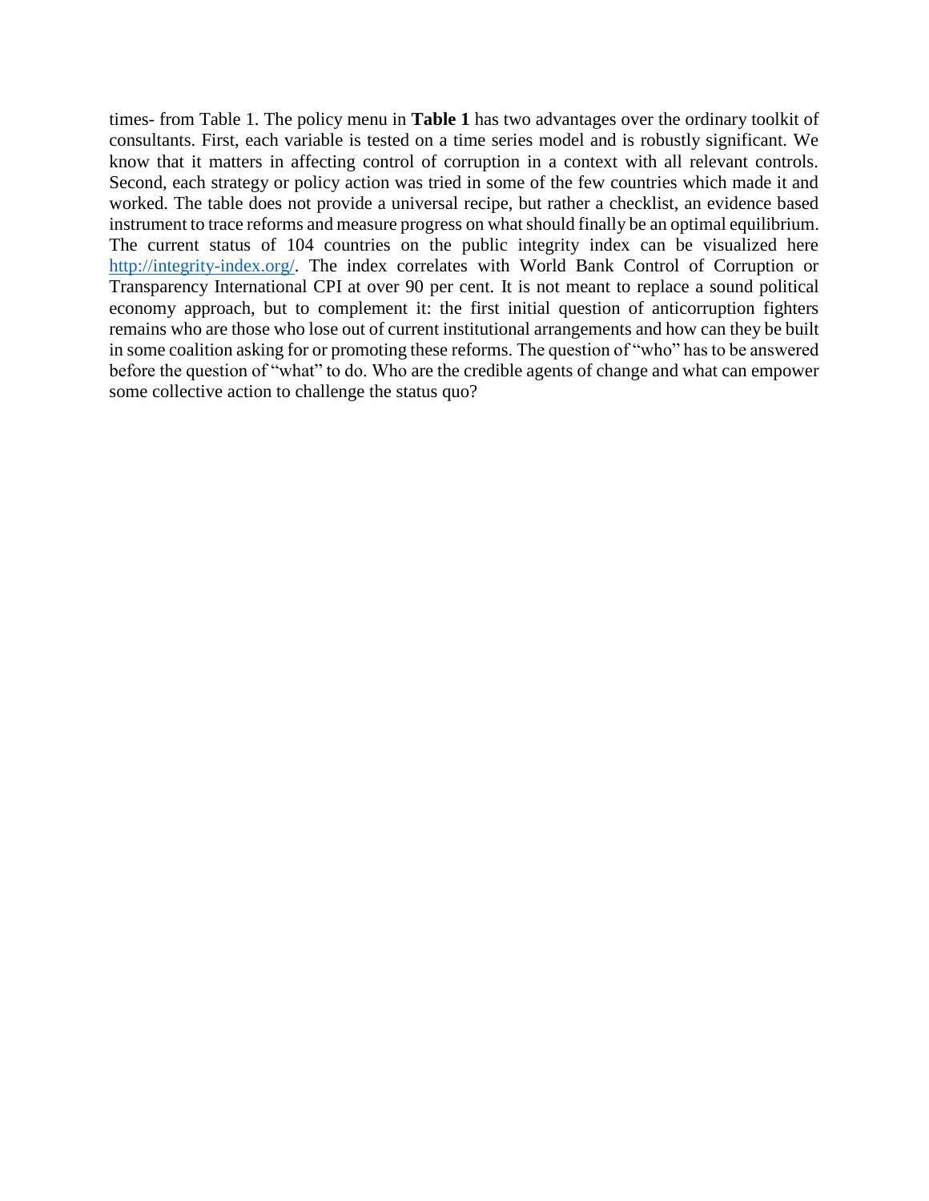times- from Table 1. The policy menu in **Table 1** has two advantages over the ordinary toolkit of consultants. First, each variable is tested on a time series model and is robustly significant. We know that it matters in affecting control of corruption in a context with all relevant controls. Second, each strategy or policy action was tried in some of the few countries which made it and worked. The table does not provide a universal recipe, but rather a checklist, an evidence based instrument to trace reforms and measure progress on what should finally be an optimal equilibrium. The current status of 104 countries on the public integrity index can be visualized here [http://integrity-index.org/](http://integrity-index.org/). The index correlates with World Bank Control of Corruption or Transparency International CPI at over 90 per cent. It is not meant to replace a sound political economy approach, but to complement it: the first initial question of anticorruption fighters remains who are those who lose out of current institutional arrangements and how can they be built in some coalition asking for or promoting these reforms. The question of "who" has to be answered before the question of "what" to do. Who are the credible agents of change and what can empower some collective action to challenge the status quo?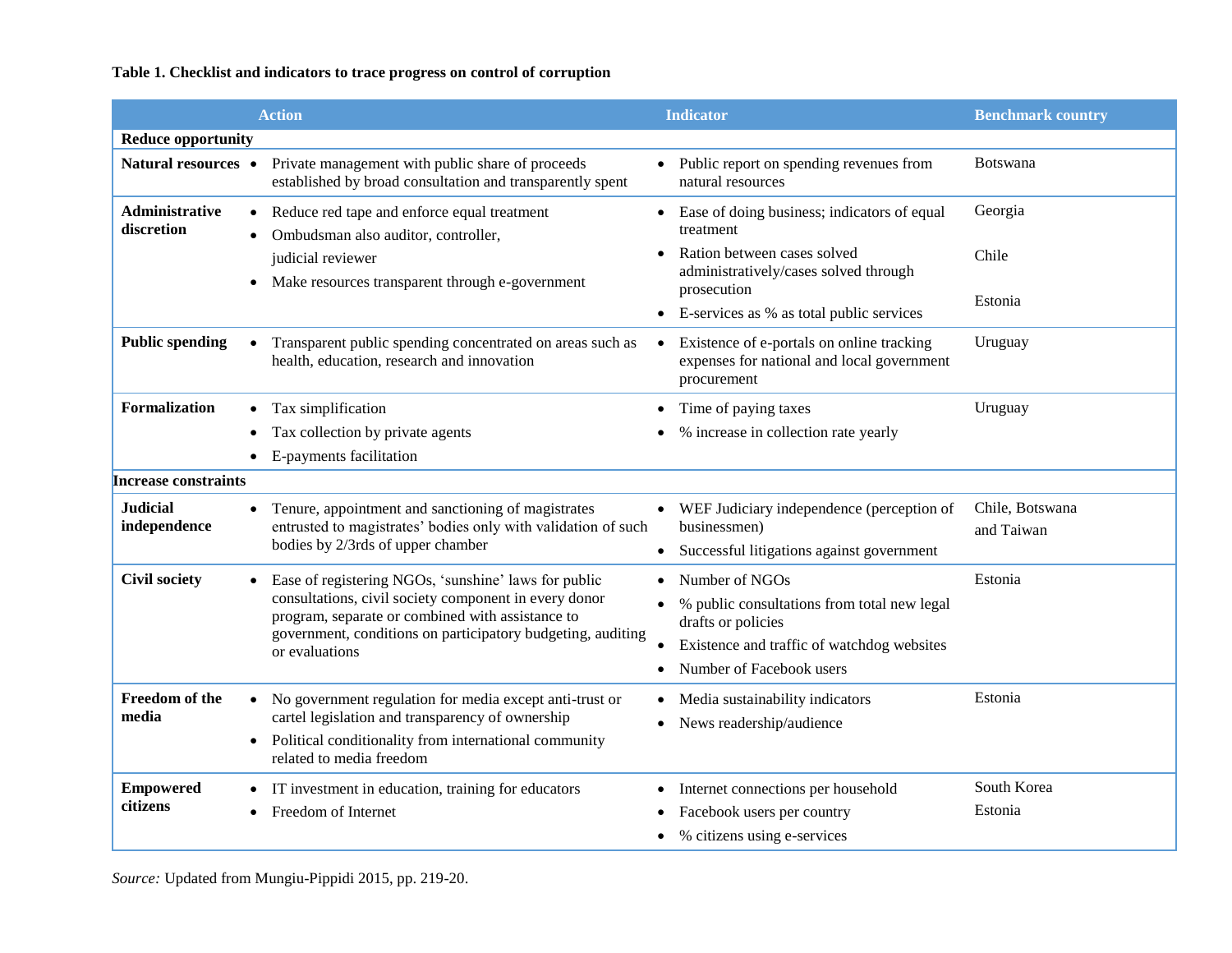**Table 1. Checklist and indicators to trace progress on control of corruption**

| | Action | Indicator | Benchmark country |
|---|---|---|---|
| **Reduce opportunity** | | | |
| **Natural resources** | • Private management with public share of proceeds established by broad consultation and transparently spent | • Public report on spending revenues from natural resources | Botswana |
| **Administrative discretion** | • Reduce red tape and enforce equal treatment<br>• Ombudsman also auditor, controller, judicial reviewer<br>• Make resources transparent through e-government | • Ease of doing business; indicators of equal treatment<br>• Ration between cases solved administratively/cases solved through prosecution<br>• E-services as % as total public services | Georgia<br>Chile<br>Estonia |
| **Public spending** | • Transparent public spending concentrated on areas such as health, education, research and innovation | • Existence of e-portals on online tracking expenses for national and local government procurement | Uruguay |
| **Formalization** | • Tax simplification<br>• Tax collection by private agents<br>• E-payments facilitation | • Time of paying taxes<br>• % increase in collection rate yearly | Uruguay |
| **Increase constraints** | | | |
| **Judicial independence** | • Tenure, appointment and sanctioning of magistrates entrusted to magistrates' bodies only with validation of such bodies by 2/3rds of upper chamber | • WEF Judiciary independence (perception of businessmen)<br>• Successful litigations against government | Chile, Botswana and Taiwan |
| **Civil society** | • Ease of registering NGOs, 'sunshine' laws for public consultations, civil society component in every donor program, separate or combined with assistance to government, conditions on participatory budgeting, auditing or evaluations | • Number of NGOs<br>• % public consultations from total new legal drafts or policies<br>• Existence and traffic of watchdog websites<br>• Number of Facebook users | Estonia |
| **Freedom of the media** | • No government regulation for media except anti-trust or cartel legislation and transparency of ownership<br>• Political conditionality from international community related to media freedom | • Media sustainability indicators<br>• News readership/audience | Estonia |
| **Empowered citizens** | • IT investment in education, training for educators<br>• Freedom of Internet | • Internet connections per household<br>• Facebook users per country<br>• % citizens using e-services | South Korea<br>Estonia |

*Source:* Updated from Mungiu-Pippidi 2015, pp. 219-20.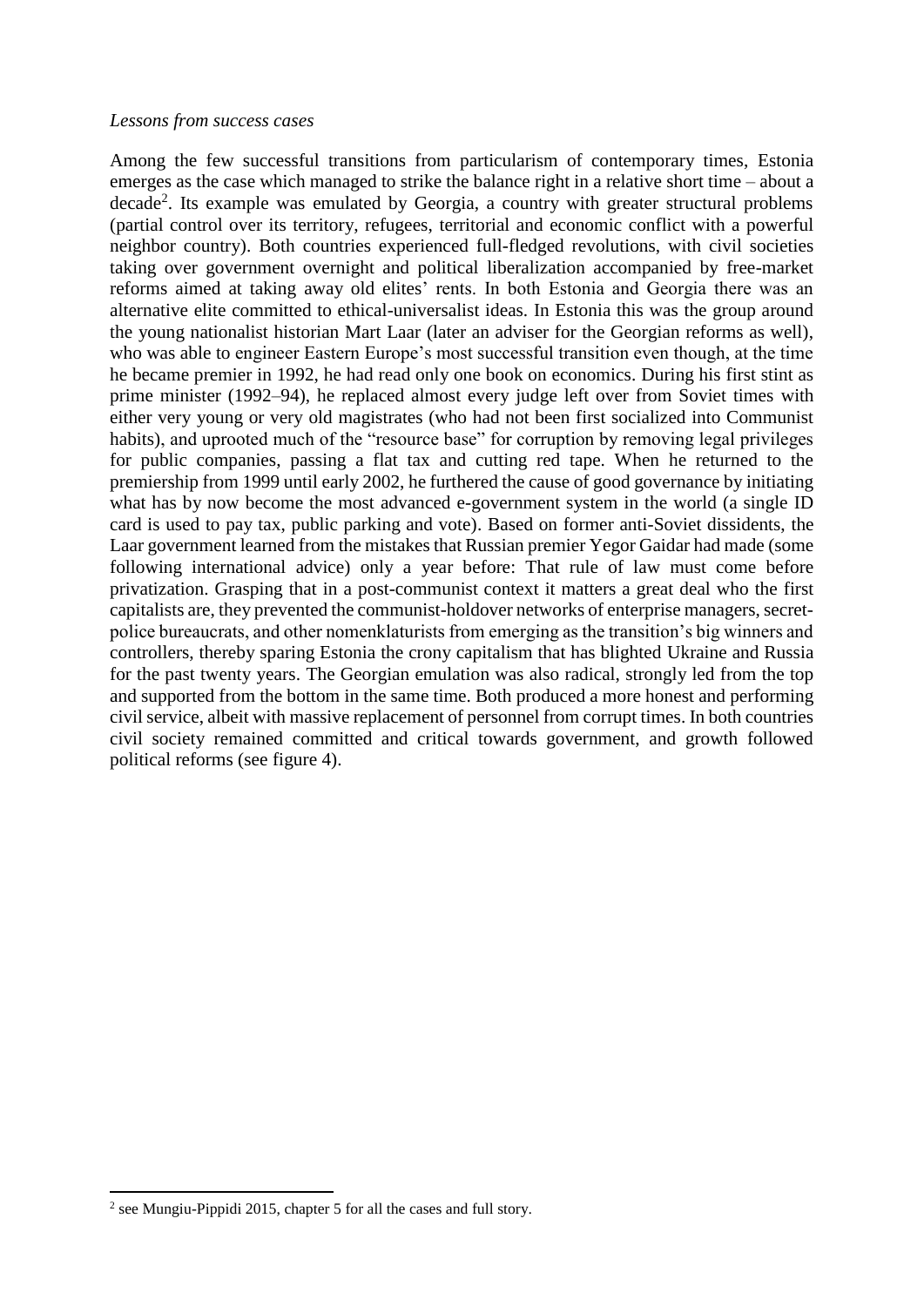*Lessons from success cases*

Among the few successful transitions from particularism of contemporary times, Estonia emerges as the case which managed to strike the balance right in a relative short time – about a decade[2]. Its example was emulated by Georgia, a country with greater structural problems (partial control over its territory, refugees, territorial and economic conflict with a powerful neighbor country). Both countries experienced full-fledged revolutions, with civil societies taking over government overnight and political liberalization accompanied by free-market reforms aimed at taking away old elites' rents. In both Estonia and Georgia there was an alternative elite committed to ethical-universalist ideas. In Estonia this was the group around the young nationalist historian Mart Laar (later an adviser for the Georgian reforms as well), who was able to engineer Eastern Europe's most successful transition even though, at the time he became premier in 1992, he had read only one book on economics. During his first stint as prime minister (1992–94), he replaced almost every judge left over from Soviet times with either very young or very old magistrates (who had not been first socialized into Communist habits), and uprooted much of the "resource base" for corruption by removing legal privileges for public companies, passing a flat tax and cutting red tape. When he returned to the premiership from 1999 until early 2002, he furthered the cause of good governance by initiating what has by now become the most advanced e-government system in the world (a single ID card is used to pay tax, public parking and vote). Based on former anti-Soviet dissidents, the Laar government learned from the mistakes that Russian premier Yegor Gaidar had made (some following international advice) only a year before: That rule of law must come before privatization. Grasping that in a post-communist context it matters a great deal who the first capitalists are, they prevented the communist-holdover networks of enterprise managers, secret-police bureaucrats, and other nomenklaturists from emerging as the transition's big winners and controllers, thereby sparing Estonia the crony capitalism that has blighted Ukraine and Russia for the past twenty years. The Georgian emulation was also radical, strongly led from the top and supported from the bottom in the same time. Both produced a more honest and performing civil service, albeit with massive replacement of personnel from corrupt times. In both countries civil society remained committed and critical towards government, and growth followed political reforms (see figure 4).

[2] see Mungiu-Pippidi 2015, chapter 5 for all the cases and full story.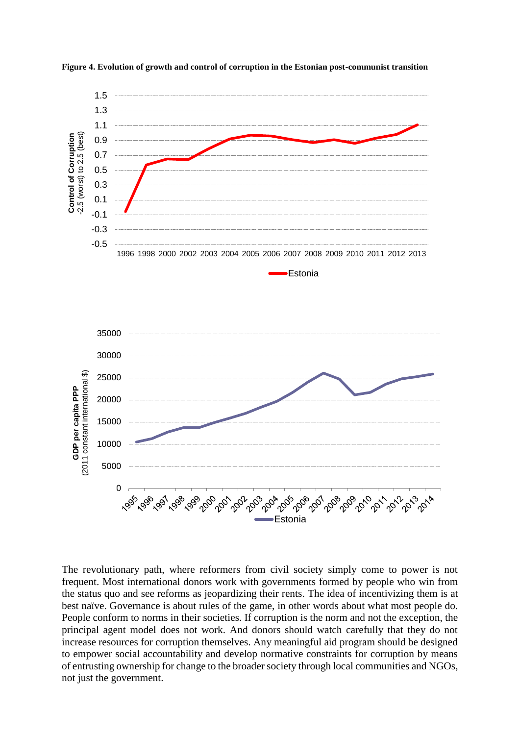**Figure 4. Evolution of growth and control of corruption in the Estonian post-communist transition**

The revolutionary path, where reformers from civil society simply come to power is not frequent. Most international donors work with governments formed by people who win from the status quo and see reforms as jeopardizing their rents. The idea of incentivizing them is at best naïve. Governance is about rules of the game, in other words about what most people do. People conform to norms in their societies. If corruption is the norm and not the exception, the principal agent model does not work. And donors should watch carefully that they do not increase resources for corruption themselves. Any meaningful aid program should be designed to empower social accountability and develop normative constraints for corruption by means of entrusting ownership for change to the broader society through local communities and NGOs, not just the government.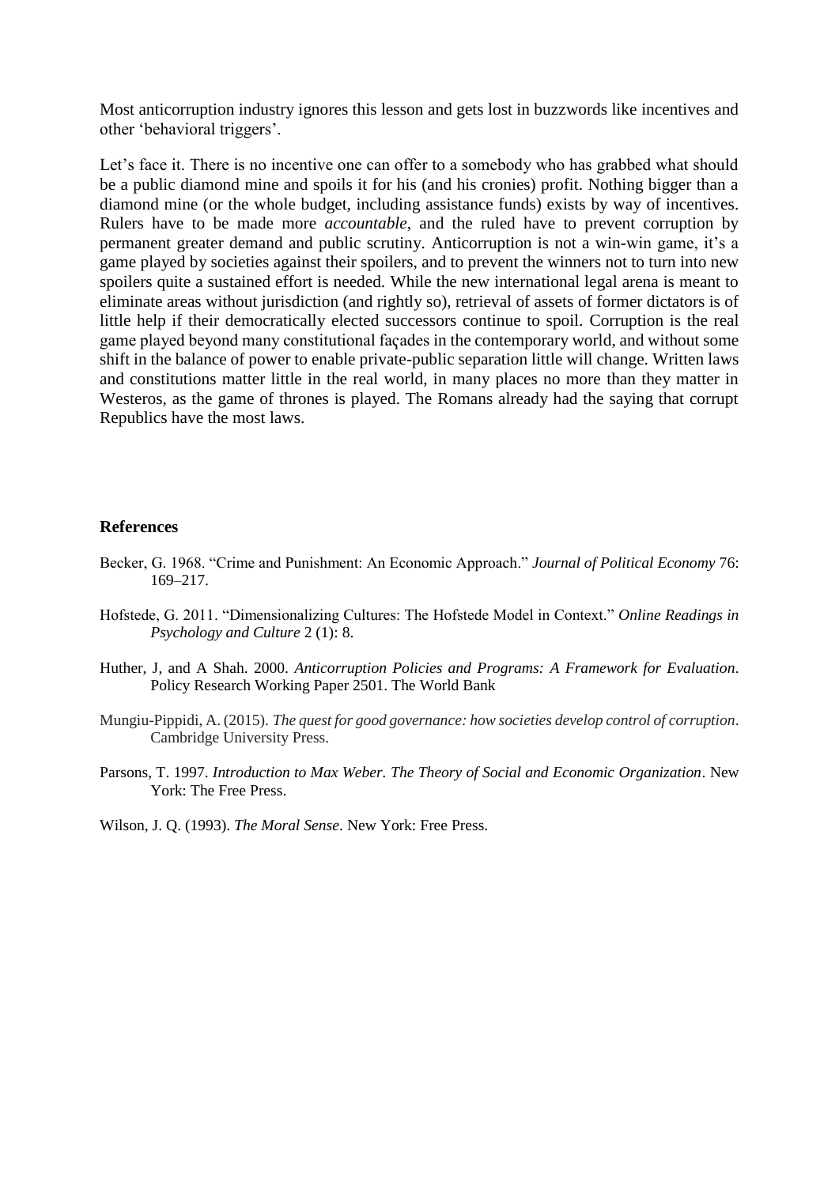Most anticorruption industry ignores this lesson and gets lost in buzzwords like incentives and other 'behavioral triggers'.

Let's face it. There is no incentive one can offer to a somebody who has grabbed what should be a public diamond mine and spoils it for his (and his cronies) profit. Nothing bigger than a diamond mine (or the whole budget, including assistance funds) exists by way of incentives. Rulers have to be made more *accountable*, and the ruled have to prevent corruption by permanent greater demand and public scrutiny. Anticorruption is not a win-win game, it's a game played by societies against their spoilers, and to prevent the winners not to turn into new spoilers quite a sustained effort is needed. While the new international legal arena is meant to eliminate areas without jurisdiction (and rightly so), retrieval of assets of former dictators is of little help if their democratically elected successors continue to spoil. Corruption is the real game played beyond many constitutional façades in the contemporary world, and without some shift in the balance of power to enable private-public separation little will change. Written laws and constitutions matter little in the real world, in many places no more than they matter in Westeros, as the game of thrones is played. The Romans already had the saying that corrupt Republics have the most laws.

## References

Becker, G. 1968. "Crime and Punishment: An Economic Approach." *Journal of Political Economy* 76: 169–217.

Hofstede, G. 2011. "Dimensionalizing Cultures: The Hofstede Model in Context." *Online Readings in Psychology and Culture* 2 (1): 8.

Huther, J, and A Shah. 2000. *Anticorruption Policies and Programs: A Framework for Evaluation*. Policy Research Working Paper 2501. The World Bank

Mungiu-Pippidi, A. (2015). *The quest for good governance: how societies develop control of corruption*. Cambridge University Press.

Parsons, T. 1997. *Introduction to Max Weber. The Theory of Social and Economic Organization*. New York: The Free Press.

Wilson, J. Q. (1993). *The Moral Sense*. New York: Free Press.